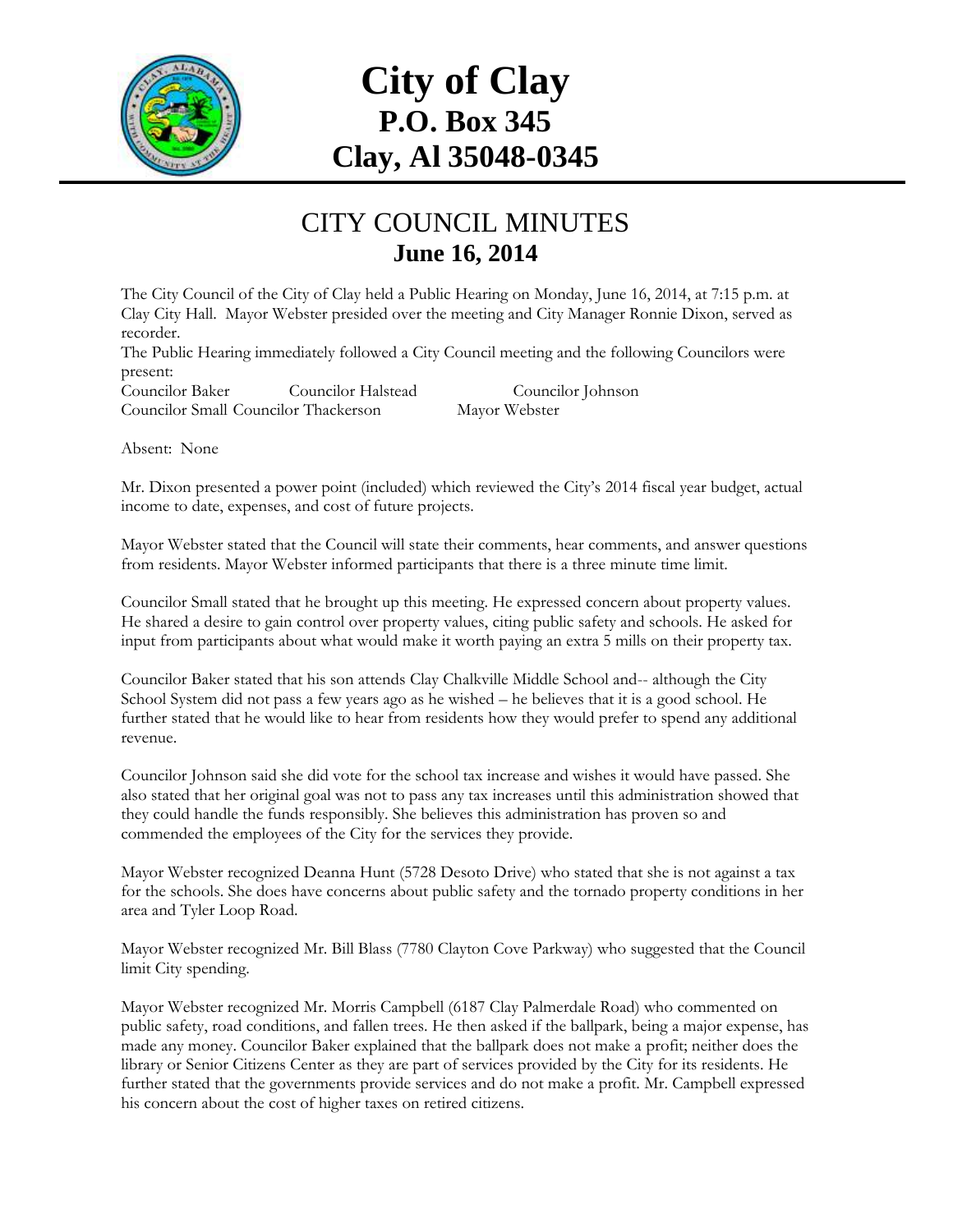# City of Clay
## P.O. Box 345
## Clay, Al 35048-0345

# CITY COUNCIL MINUTES
## June 16, 2014

The City Council of the City of Clay held a Public Hearing on Monday, June 16, 2014, at 7:15 p.m. at Clay City Hall. Mayor Webster presided over the meeting and City Manager Ronnie Dixon, served as recorder.

The Public Hearing immediately followed a City Council meeting and the following Councilors were present:

Councilor Baker  Councilor Halstead  Councilor Johnson
Councilor Small  Councilor Thackerson  Mayor Webster

Absent: None

Mr. Dixon presented a power point (included) which reviewed the City's 2014 fiscal year budget, actual income to date, expenses, and cost of future projects.

Mayor Webster stated that the Council will state their comments, hear comments, and answer questions from residents. Mayor Webster informed participants that there is a three minute time limit.

Councilor Small stated that he brought up this meeting. He expressed concern about property values. He shared a desire to gain control over property values, citing public safety and schools. He asked for input from participants about what would make it worth paying an extra 5 mills on their property tax.

Councilor Baker stated that his son attends Clay Chalkville Middle School and-- although the City School System did not pass a few years ago as he wished – he believes that it is a good school. He further stated that he would like to hear from residents how they would prefer to spend any additional revenue.

Councilor Johnson said she did vote for the school tax increase and wishes it would have passed. She also stated that her original goal was not to pass any tax increases until this administration showed that they could handle the funds responsibly. She believes this administration has proven so and commended the employees of the City for the services they provide.

Mayor Webster recognized Deanna Hunt (5728 Desoto Drive) who stated that she is not against a tax for the schools. She does have concerns about public safety and the tornado property conditions in her area and Tyler Loop Road.

Mayor Webster recognized Mr. Bill Blass (7780 Clayton Cove Parkway) who suggested that the Council limit City spending.

Mayor Webster recognized Mr. Morris Campbell (6187 Clay Palmerdale Road) who commented on public safety, road conditions, and fallen trees. He then asked if the ballpark, being a major expense, has made any money. Councilor Baker explained that the ballpark does not make a profit; neither does the library or Senior Citizens Center as they are part of services provided by the City for its residents. He further stated that the governments provide services and do not make a profit. Mr. Campbell expressed his concern about the cost of higher taxes on retired citizens.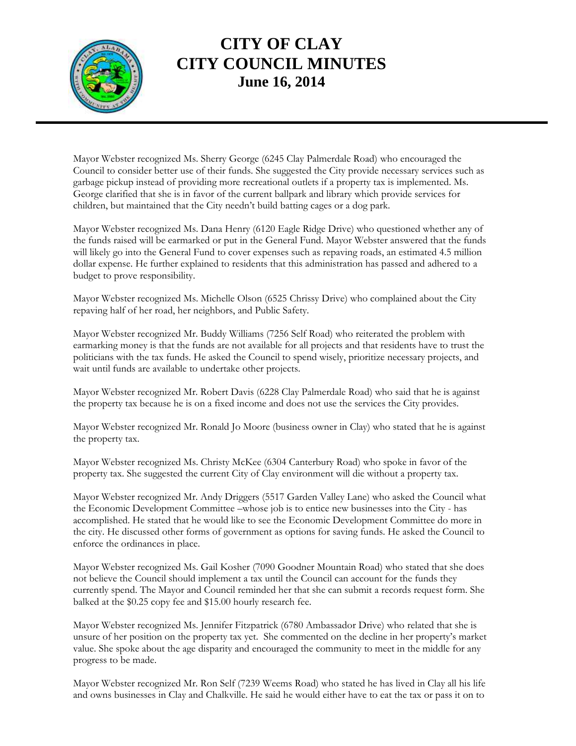# CITY OF CLAY
# CITY COUNCIL MINUTES
### June 16, 2014

Mayor Webster recognized Ms. Sherry George (6245 Clay Palmerdale Road) who encouraged the Council to consider better use of their funds. She suggested the City provide necessary services such as garbage pickup instead of providing more recreational outlets if a property tax is implemented. Ms. George clarified that she is in favor of the current ballpark and library which provide services for children, but maintained that the City needn't build batting cages or a dog park.

Mayor Webster recognized Ms. Dana Henry (6120 Eagle Ridge Drive) who questioned whether any of the funds raised will be earmarked or put in the General Fund. Mayor Webster answered that the funds will likely go into the General Fund to cover expenses such as repaving roads, an estimated 4.5 million dollar expense. He further explained to residents that this administration has passed and adhered to a budget to prove responsibility.

Mayor Webster recognized Ms. Michelle Olson (6525 Chrissy Drive) who complained about the City repaving half of her road, her neighbors, and Public Safety.

Mayor Webster recognized Mr. Buddy Williams (7256 Self Road) who reiterated the problem with earmarking money is that the funds are not available for all projects and that residents have to trust the politicians with the tax funds. He asked the Council to spend wisely, prioritize necessary projects, and wait until funds are available to undertake other projects.

Mayor Webster recognized Mr. Robert Davis (6228 Clay Palmerdale Road) who said that he is against the property tax because he is on a fixed income and does not use the services the City provides.

Mayor Webster recognized Mr. Ronald Jo Moore (business owner in Clay) who stated that he is against the property tax.

Mayor Webster recognized Ms. Christy McKee (6304 Canterbury Road) who spoke in favor of the property tax. She suggested the current City of Clay environment will die without a property tax.

Mayor Webster recognized Mr. Andy Driggers (5517 Garden Valley Lane) who asked the Council what the Economic Development Committee –whose job is to entice new businesses into the City - has accomplished. He stated that he would like to see the Economic Development Committee do more in the city. He discussed other forms of government as options for saving funds. He asked the Council to enforce the ordinances in place.

Mayor Webster recognized Ms. Gail Kosher (7090 Goodner Mountain Road) who stated that she does not believe the Council should implement a tax until the Council can account for the funds they currently spend. The Mayor and Council reminded her that she can submit a records request form. She balked at the $0.25 copy fee and $15.00 hourly research fee.

Mayor Webster recognized Ms. Jennifer Fitzpatrick (6780 Ambassador Drive) who related that she is unsure of her position on the property tax yet. She commented on the decline in her property's market value. She spoke about the age disparity and encouraged the community to meet in the middle for any progress to be made.

Mayor Webster recognized Mr. Ron Self (7239 Weems Road) who stated he has lived in Clay all his life and owns businesses in Clay and Chalkville. He said he would either have to eat the tax or pass it on to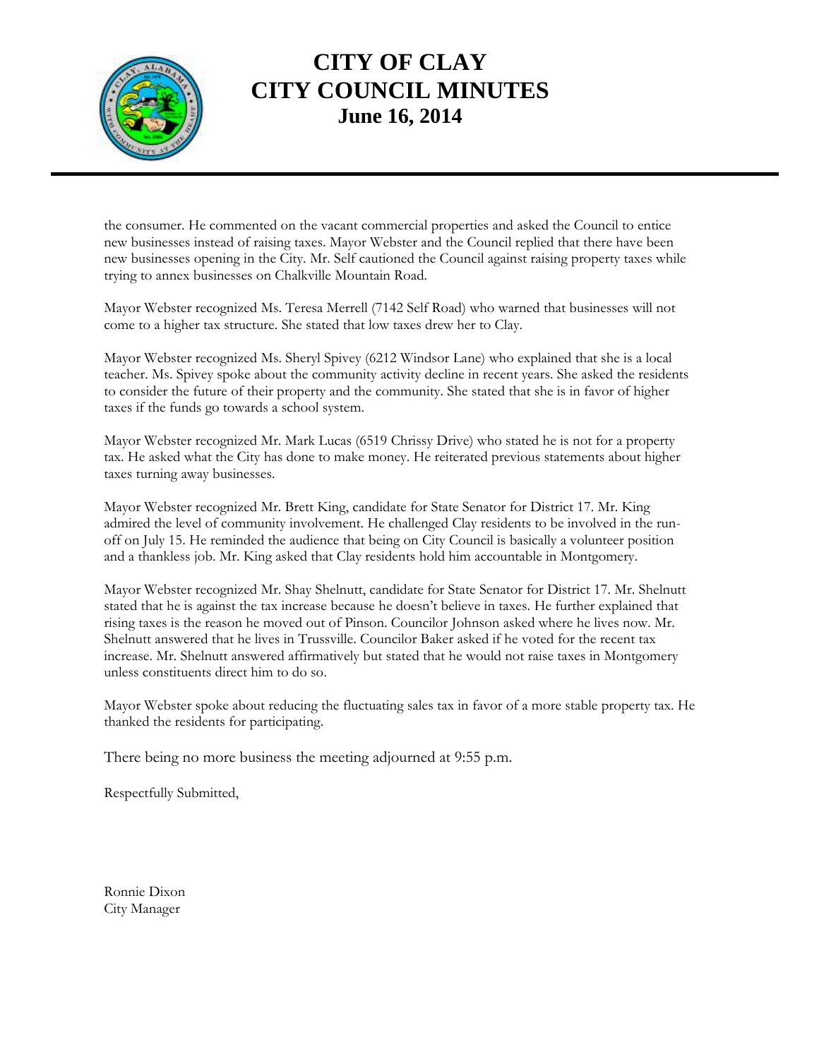the consumer. He commented on the vacant commercial properties and asked the Council to entice new businesses instead of raising taxes. Mayor Webster and the Council replied that there have been new businesses opening in the City. Mr. Self cautioned the Council against raising property taxes while trying to annex businesses on Chalkville Mountain Road.

Mayor Webster recognized Ms. Teresa Merrell (7142 Self Road) who warned that businesses will not come to a higher tax structure. She stated that low taxes drew her to Clay.

Mayor Webster recognized Ms. Sheryl Spivey (6212 Windsor Lane) who explained that she is a local teacher. Ms. Spivey spoke about the community activity decline in recent years. She asked the residents to consider the future of their property and the community. She stated that she is in favor of higher taxes if the funds go towards a school system.

Mayor Webster recognized Mr. Mark Lucas (6519 Chrissy Drive) who stated he is not for a property tax. He asked what the City has done to make money. He reiterated previous statements about higher taxes turning away businesses.

Mayor Webster recognized Mr. Brett King, candidate for State Senator for District 17. Mr. King admired the level of community involvement. He challenged Clay residents to be involved in the run-off on July 15. He reminded the audience that being on City Council is basically a volunteer position and a thankless job. Mr. King asked that Clay residents hold him accountable in Montgomery.

Mayor Webster recognized Mr. Shay Shelnutt, candidate for State Senator for District 17. Mr. Shelnutt stated that he is against the tax increase because he doesn't believe in taxes. He further explained that rising taxes is the reason he moved out of Pinson. Councilor Johnson asked where he lives now. Mr. Shelnutt answered that he lives in Trussville. Councilor Baker asked if he voted for the recent tax increase. Mr. Shelnutt answered affirmatively but stated that he would not raise taxes in Montgomery unless constituents direct him to do so.

Mayor Webster spoke about reducing the fluctuating sales tax in favor of a more stable property tax. He thanked the residents for participating.

There being no more business the meeting adjourned at 9:55 p.m.

Respectfully Submitted,

Ronnie Dixon
City Manager